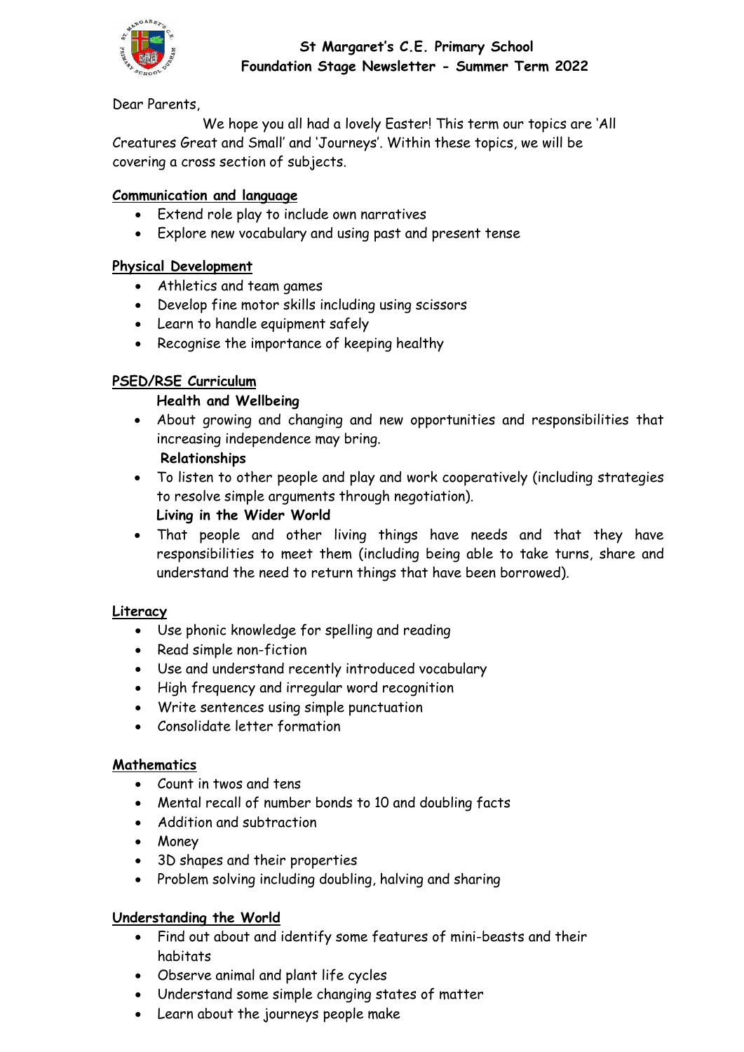**St Margaret's C.E. Primary School**
**Foundation Stage Newsletter - Summer Term 2022**

Dear Parents,

We hope you all had a lovely Easter! This term our topics are 'All Creatures Great and Small' and 'Journeys'. Within these topics, we will be covering a cross section of subjects.

**Communication and language**

- Extend role play to include own narratives
- Explore new vocabulary and using past and present tense

**Physical Development**

- Athletics and team games
- Develop fine motor skills including using scissors
- Learn to handle equipment safely
- Recognise the importance of keeping healthy

**PSED/RSE Curriculum**

**Health and Wellbeing**

- About growing and changing and new opportunities and responsibilities that increasing independence may bring.

**Relationships**

- To listen to other people and play and work cooperatively (including strategies to resolve simple arguments through negotiation).

**Living in the Wider World**

- That people and other living things have needs and that they have responsibilities to meet them (including being able to take turns, share and understand the need to return things that have been borrowed).

**Literacy**

- Use phonic knowledge for spelling and reading
- Read simple non-fiction
- Use and understand recently introduced vocabulary
- High frequency and irregular word recognition
- Write sentences using simple punctuation
- Consolidate letter formation

**Mathematics**

- Count in twos and tens
- Mental recall of number bonds to 10 and doubling facts
- Addition and subtraction
- Money
- 3D shapes and their properties
- Problem solving including doubling, halving and sharing

**Understanding the World**

- Find out about and identify some features of mini-beasts and their habitats
- Observe animal and plant life cycles
- Understand some simple changing states of matter
- Learn about the journeys people make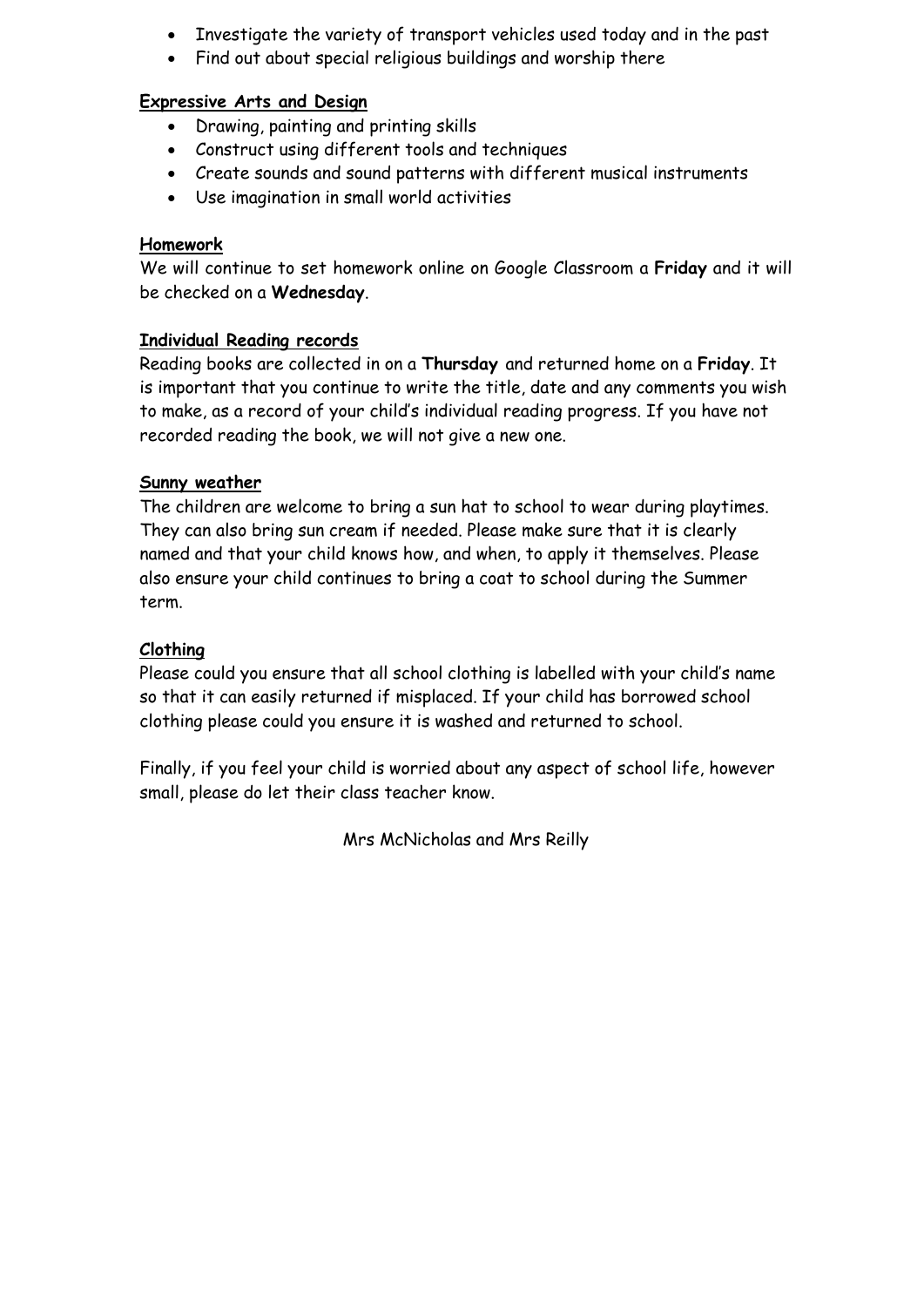- Investigate the variety of transport vehicles used today and in the past
- Find out about special religious buildings and worship there

**Expressive Arts and Design**

- Drawing, painting and printing skills
- Construct using different tools and techniques
- Create sounds and sound patterns with different musical instruments
- Use imagination in small world activities

**Homework**

We will continue to set homework online on Google Classroom a **Friday** and it will be checked on a **Wednesday**.

**Individual Reading records**

Reading books are collected in on a **Thursday** and returned home on a **Friday**. It is important that you continue to write the title, date and any comments you wish to make, as a record of your child's individual reading progress. If you have not recorded reading the book, we will not give a new one.

**Sunny weather**

The children are welcome to bring a sun hat to school to wear during playtimes. They can also bring sun cream if needed. Please make sure that it is clearly named and that your child knows how, and when, to apply it themselves. Please also ensure your child continues to bring a coat to school during the Summer term.

**Clothing**

Please could you ensure that all school clothing is labelled with your child's name so that it can easily returned if misplaced. If your child has borrowed school clothing please could you ensure it is washed and returned to school.

Finally, if you feel your child is worried about any aspect of school life, however small, please do let their class teacher know.

Mrs McNicholas and Mrs Reilly